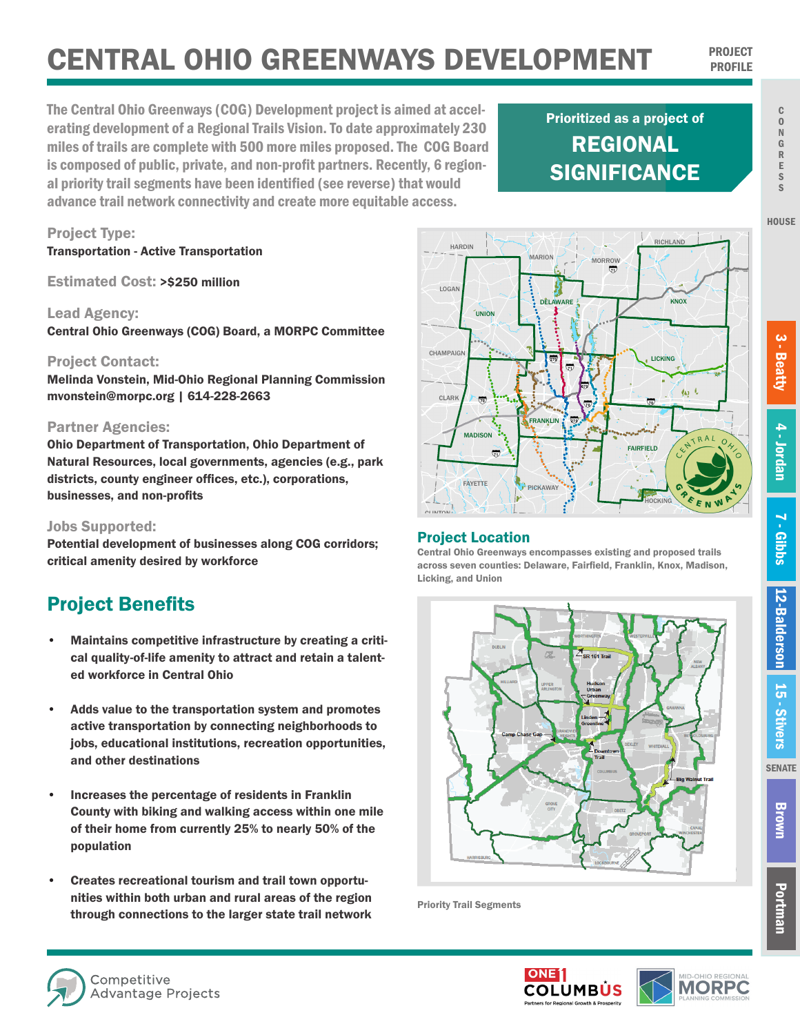# CENTRAL OHIO GREENWAYS DEVELOPMENT

PROJECT PROFILE

The Central Ohio Greenways (COG) Development project is aimed at accelerating development of a Regional Trails Vision. To date approximately 230 miles of trails are complete with 500 more miles proposed. The COG Board is composed of public, private, and non-profit partners. Recently, 6 regional priority trail segments have been identified (see reverse) that would advance trail network connectivity and create more equitable access.

**Prioritized as a project of REGIONAL SIGNIFICANCE**

**Project Type:**
Transportation - Active Transportation

**Estimated Cost:** >$250 million

**Lead Agency:**
Central Ohio Greenways (COG) Board, a MORPC Committee

**Project Contact:**
Melinda Vonstein, Mid-Ohio Regional Planning Commission
mvonstein@morpc.org | 614-228-2663

**Partner Agencies:**
Ohio Department of Transportation, Ohio Department of Natural Resources, local governments, agencies (e.g., park districts, county engineer offices, etc.), corporations, businesses, and non-profits

**Jobs Supported:**
Potential development of businesses along COG corridors; critical amenity desired by workforce

## Project Benefits

- Maintains competitive infrastructure by creating a critical quality-of-life amenity to attract and retain a talented workforce in Central Ohio
- Adds value to the transportation system and promotes active transportation by connecting neighborhoods to jobs, educational institutions, recreation opportunities, and other destinations
- Increases the percentage of residents in Franklin County with biking and walking access within one mile of their home from currently 25% to nearly 50% of the population
- Creates recreational tourism and trail town opportunities within both urban and rural areas of the region through connections to the larger state trail network

## Project Location

Central Ohio Greenways encompasses existing and proposed trails across seven counties: Delaware, Fairfield, Franklin, Knox, Madison, Licking, and Union

Priority Trail Segments

CONGRESS

HOUSE: 3 - Beatty | 4 - Jordan | 7 - Gibbs | 12-Balderson | 15 - Stivers

SENATE: Brown | Portman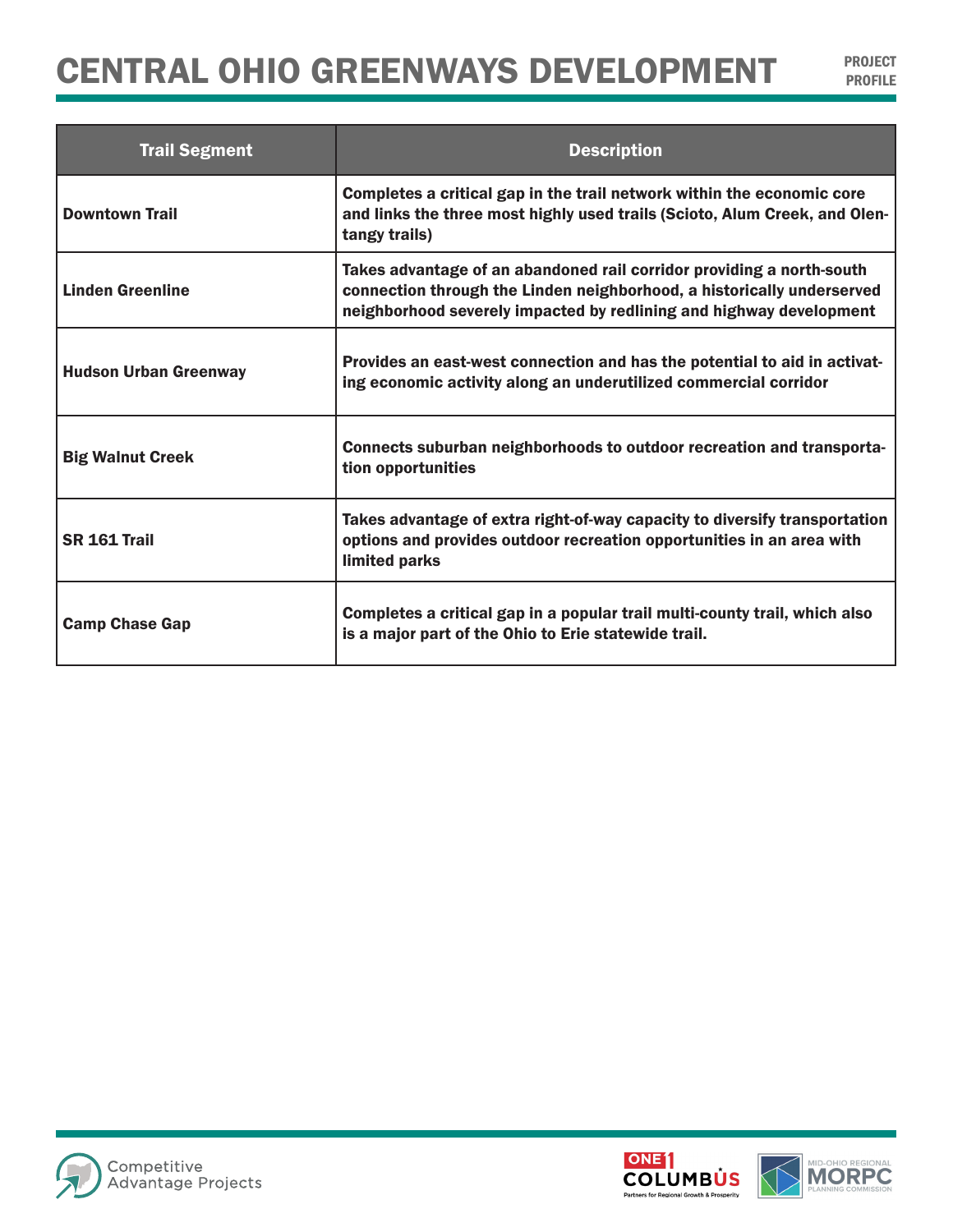# CENTRAL OHIO GREENWAYS DEVELOPMENT

| Trail Segment | Description |
|---|---|
| **Downtown Trail** | **Completes a critical gap in the trail network within the economic core and links the three most highly used trails (Scioto, Alum Creek, and Olentangy trails)** |
| **Linden Greenline** | **Takes advantage of an abandoned rail corridor providing a north-south connection through the Linden neighborhood, a historically underserved neighborhood severely impacted by redlining and highway development** |
| **Hudson Urban Greenway** | **Provides an east-west connection and has the potential to aid in activating economic activity along an underutilized commercial corridor** |
| **Big Walnut Creek** | **Connects suburban neighborhoods to outdoor recreation and transportation opportunities** |
| **SR 161 Trail** | **Takes advantage of extra right-of-way capacity to diversify transportation options and provides outdoor recreation opportunities in an area with limited parks** |
| **Camp Chase Gap** | **Completes a critical gap in a popular trail multi-county trail, which also is a major part of the Ohio to Erie statewide trail.** |